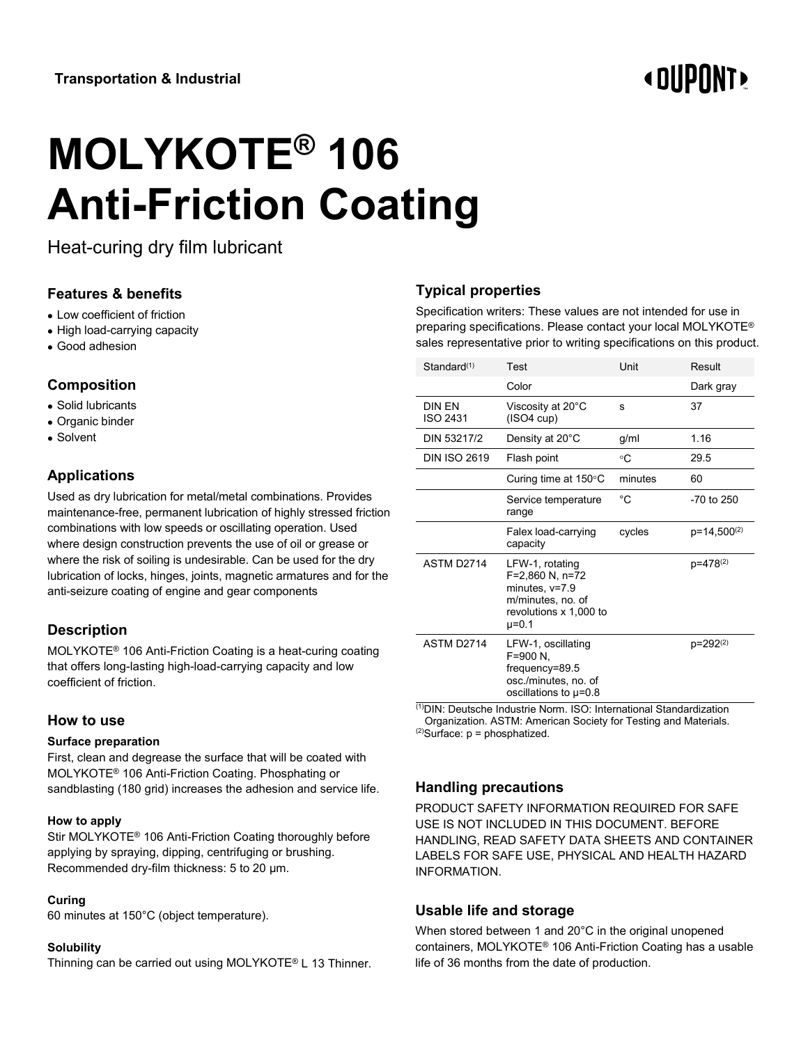**Transportation & Industrial**

# MOLYKOTE® 106 Anti-Friction Coating

Heat-curing dry film lubricant

## Features & benefits

- Low coefficient of friction
- High load-carrying capacity
- Good adhesion

## Composition

- Solid lubricants
- Organic binder
- Solvent

## Applications

Used as dry lubrication for metal/metal combinations. Provides maintenance-free, permanent lubrication of highly stressed friction combinations with low speeds or oscillating operation. Used where design construction prevents the use of oil or grease or where the risk of soiling is undesirable. Can be used for the dry lubrication of locks, hinges, joints, magnetic armatures and for the anti-seizure coating of engine and gear components

## Description

MOLYKOTE® 106 Anti-Friction Coating is a heat-curing coating that offers long-lasting high-load-carrying capacity and low coefficient of friction.

## How to use

#### Surface preparation

First, clean and degrease the surface that will be coated with MOLYKOTE® 106 Anti-Friction Coating. Phosphating or sandblasting (180 grid) increases the adhesion and service life.

#### How to apply

Stir MOLYKOTE® 106 Anti-Friction Coating thoroughly before applying by spraying, dipping, centrifuging or brushing. Recommended dry-film thickness: 5 to 20 µm.

#### Curing

60 minutes at 150°C (object temperature).

#### Solubility

Thinning can be carried out using MOLYKOTE® L 13 Thinner.

## Typical properties

Specification writers: These values are not intended for use in preparing specifications. Please contact your local MOLYKOTE® sales representative prior to writing specifications on this product.

| Standard[1] | Test | Unit | Result |
|---|---|---|---|
| | Color | | Dark gray |
| DIN EN ISO 2431 | Viscosity at 20°C (ISO4 cup) | s | 37 |
| DIN 53217/2 | Density at 20°C | g/ml | 1.16 |
| DIN ISO 2619 | Flash point | °C | 29.5 |
| | Curing time at 150°C | minutes | 60 |
| | Service temperature range | °C | -70 to 250 |
| | Falex load-carrying capacity | cycles | p=14,500[2] |
| ASTM D2714 | LFW-1, rotating F=2,860 N, n=72 minutes, v=7.9 m/minutes, no. of revolutions x 1,000 to µ=0.1 | | p=478[2] |
| ASTM D2714 | LFW-1, oscillating F=900 N, frequency=89.5 osc./minutes, no. of oscillations to µ=0.8 | | p=292[2] |

[1]DIN: Deutsche Industrie Norm. ISO: International Standardization Organization. ASTM: American Society for Testing and Materials.
[2]Surface: p = phosphatized.

## Handling precautions

PRODUCT SAFETY INFORMATION REQUIRED FOR SAFE USE IS NOT INCLUDED IN THIS DOCUMENT. BEFORE HANDLING, READ SAFETY DATA SHEETS AND CONTAINER LABELS FOR SAFE USE, PHYSICAL AND HEALTH HAZARD INFORMATION.

## Usable life and storage

When stored between 1 and 20°C in the original unopened containers, MOLYKOTE® 106 Anti-Friction Coating has a usable life of 36 months from the date of production.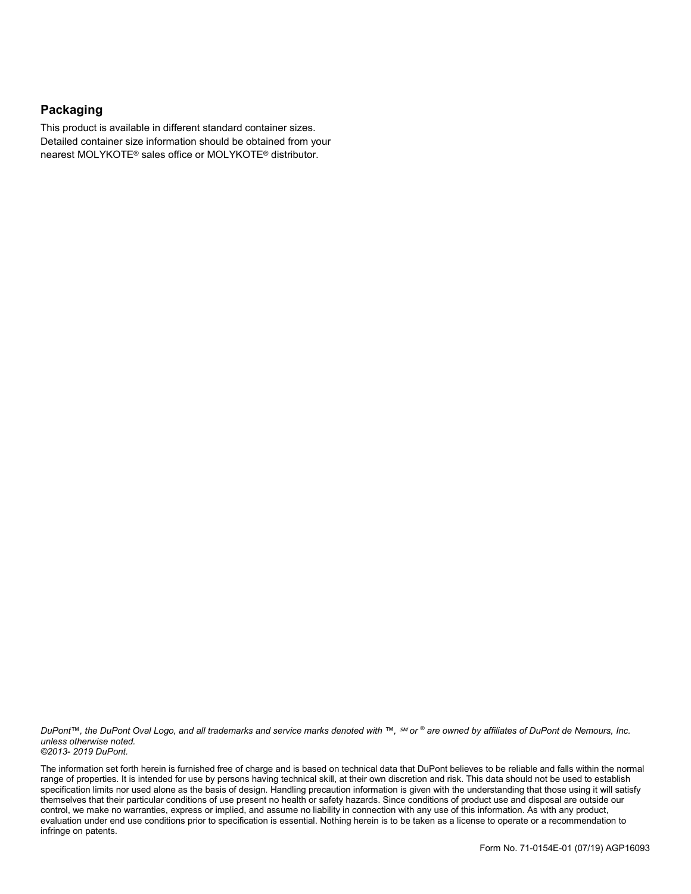## Packaging

This product is available in different standard container sizes. Detailed container size information should be obtained from your nearest MOLYKOTE® sales office or MOLYKOTE® distributor.

*DuPont™, the DuPont Oval Logo, and all trademarks and service marks denoted with ™, ℠ or ® are owned by affiliates of DuPont de Nemours, Inc. unless otherwise noted.*
*©2013- 2019 DuPont.*

The information set forth herein is furnished free of charge and is based on technical data that DuPont believes to be reliable and falls within the normal range of properties. It is intended for use by persons having technical skill, at their own discretion and risk. This data should not be used to establish specification limits nor used alone as the basis of design. Handling precaution information is given with the understanding that those using it will satisfy themselves that their particular conditions of use present no health or safety hazards. Since conditions of product use and disposal are outside our control, we make no warranties, express or implied, and assume no liability in connection with any use of this information. As with any product, evaluation under end use conditions prior to specification is essential. Nothing herein is to be taken as a license to operate or a recommendation to infringe on patents.

Form No. 71-0154E-01 (07/19) AGP16093